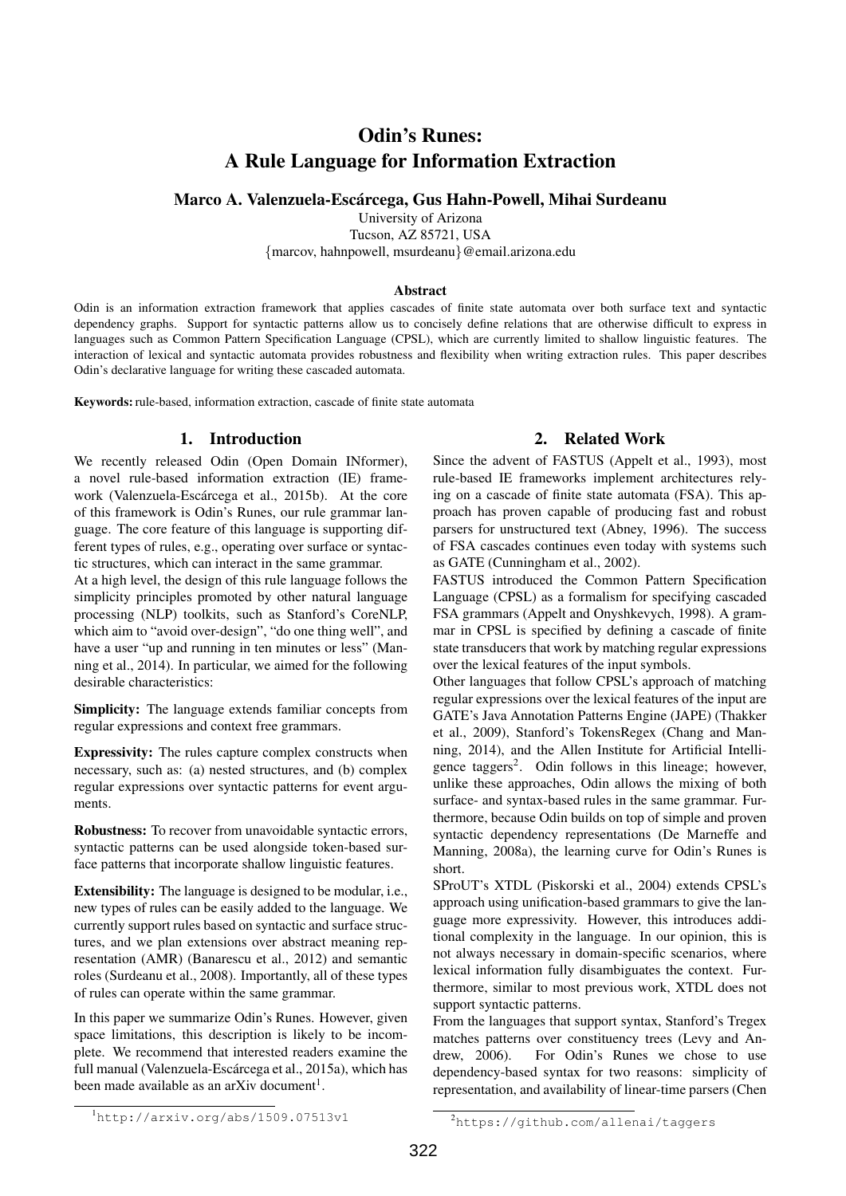# Odin's Runes:
# A Rule Language for Information Extraction

**Marco A. Valenzuela-Escárcega, Gus Hahn-Powell, Mihai Surdeanu**

University of Arizona
Tucson, AZ 85721, USA
{marcov, hahnpowell, msurdeanu}@email.arizona.edu

### Abstract

Odin is an information extraction framework that applies cascades of finite state automata over both surface text and syntactic dependency graphs. Support for syntactic patterns allow us to concisely define relations that are otherwise difficult to express in languages such as Common Pattern Specification Language (CPSL), which are currently limited to shallow linguistic features. The interaction of lexical and syntactic automata provides robustness and flexibility when writing extraction rules. This paper describes Odin's declarative language for writing these cascaded automata.

**Keywords:** rule-based, information extraction, cascade of finite state automata

## 1. Introduction

We recently released Odin (Open Domain INformer), a novel rule-based information extraction (IE) framework (Valenzuela-Escárcega et al., 2015b). At the core of this framework is Odin's Runes, our rule grammar language. The core feature of this language is supporting different types of rules, e.g., operating over surface or syntactic structures, which can interact in the same grammar.

At a high level, the design of this rule language follows the simplicity principles promoted by other natural language processing (NLP) toolkits, such as Stanford's CoreNLP, which aim to "avoid over-design", "do one thing well", and have a user "up and running in ten minutes or less" (Manning et al., 2014). In particular, we aimed for the following desirable characteristics:

**Simplicity:** The language extends familiar concepts from regular expressions and context free grammars.

**Expressivity:** The rules capture complex constructs when necessary, such as: (a) nested structures, and (b) complex regular expressions over syntactic patterns for event arguments.

**Robustness:** To recover from unavoidable syntactic errors, syntactic patterns can be used alongside token-based surface patterns that incorporate shallow linguistic features.

**Extensibility:** The language is designed to be modular, i.e., new types of rules can be easily added to the language. We currently support rules based on syntactic and surface structures, and we plan extensions over abstract meaning representation (AMR) (Banarescu et al., 2012) and semantic roles (Surdeanu et al., 2008). Importantly, all of these types of rules can operate within the same grammar.

In this paper we summarize Odin's Runes. However, given space limitations, this description is likely to be incomplete. We recommend that interested readers examine the full manual (Valenzuela-Escárcega et al., 2015a), which has been made available as an arXiv document[1].

[1] http://arxiv.org/abs/1509.07513v1

## 2. Related Work

Since the advent of FASTUS (Appelt et al., 1993), most rule-based IE frameworks implement architectures relying on a cascade of finite state automata (FSA). This approach has proven capable of producing fast and robust parsers for unstructured text (Abney, 1996). The success of FSA cascades continues even today with systems such as GATE (Cunningham et al., 2002).

FASTUS introduced the Common Pattern Specification Language (CPSL) as a formalism for specifying cascaded FSA grammars (Appelt and Onyshkevych, 1998). A grammar in CPSL is specified by defining a cascade of finite state transducers that work by matching regular expressions over the lexical features of the input symbols.

Other languages that follow CPSL's approach of matching regular expressions over the lexical features of the input are GATE's Java Annotation Patterns Engine (JAPE) (Thakker et al., 2009), Stanford's TokensRegex (Chang and Manning, 2014), and the Allen Institute for Artificial Intelligence taggers[2]. Odin follows in this lineage; however, unlike these approaches, Odin allows the mixing of both surface- and syntax-based rules in the same grammar. Furthermore, because Odin builds on top of simple and proven syntactic dependency representations (De Marneffe and Manning, 2008a), the learning curve for Odin's Runes is short.

SProUT's XTDL (Piskorski et al., 2004) extends CPSL's approach using unification-based grammars to give the language more expressivity. However, this introduces additional complexity in the language. In our opinion, this is not always necessary in domain-specific scenarios, where lexical information fully disambiguates the context. Furthermore, similar to most previous work, XTDL does not support syntactic patterns.

From the languages that support syntax, Stanford's Tregex matches patterns over constituency trees (Levy and Andrew, 2006). For Odin's Runes we chose to use dependency-based syntax for two reasons: simplicity of representation, and availability of linear-time parsers (Chen

[2] https://github.com/allenai/taggers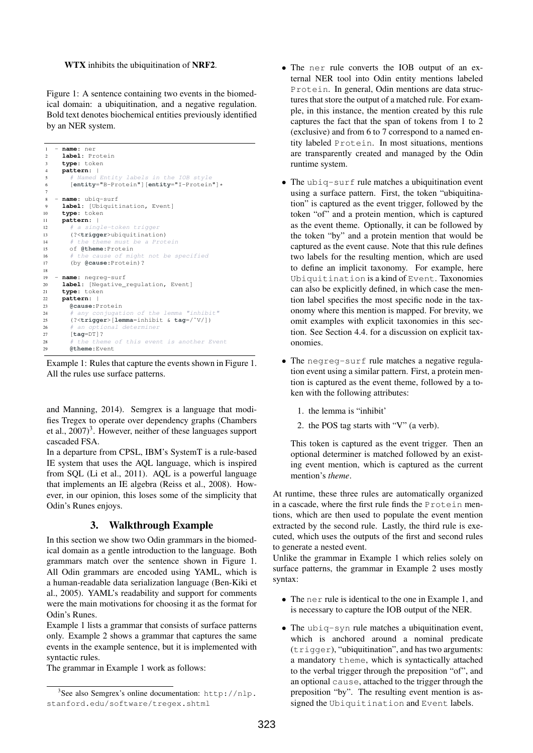**WTX** inhibits the ubiquitination of **NRF2**.

Figure 1: A sentence containing two events in the biomedical domain: a ubiquitination, and a negative regulation. Bold text denotes biochemical entities previously identified by an NER system.

```
1  - name: ner
2    label: Protein
3    type: token
4    pattern: |
5      # Named Entity labels in the IOB style
6      [entity="B-Protein"][entity="I-Protein"]*
7
8  - name: ubiq-surf
9    label: [Ubiquitination, Event]
10   type: token
11   pattern: |
12     # a single-token trigger
13     (?<trigger>ubiquitination)
14     # the theme must be a Protein
15     of @theme:Protein
16     # the cause of might not be specified
17     (by @cause:Protein)?
18
19 - name: negreg-surf
20   label: [Negative_regulation, Event]
21   type: token
22   pattern: |
23     @cause:Protein
24     # any conjugation of the lemma "inhibit"
25     (?<trigger>[lemma=inhibit & tag=/^V/])
26     # an optional determiner
27     [tag=DT]?
28     # the theme of this event is another Event
29     @theme:Event
```

Example 1: Rules that capture the events shown in Figure 1. All the rules use surface patterns.

and Manning, 2014). Semgrex is a language that modifies Tregex to operate over dependency graphs (Chambers et al., 2007)[3]. However, neither of these languages support cascaded FSA.

In a departure from CPSL, IBM's SystemT is a rule-based IE system that uses the AQL language, which is inspired from SQL (Li et al., 2011). AQL is a powerful language that implements an IE algebra (Reiss et al., 2008). However, in our opinion, this loses some of the simplicity that Odin's Runes enjoys.

## 3. Walkthrough Example

In this section we show two Odin grammars in the biomedical domain as a gentle introduction to the language. Both grammars match over the sentence shown in Figure 1. All Odin grammars are encoded using YAML, which is a human-readable data serialization language (Ben-Kiki et al., 2005). YAML's readability and support for comments were the main motivations for choosing it as the format for Odin's Runes.

Example 1 lists a grammar that consists of surface patterns only. Example 2 shows a grammar that captures the same events in the example sentence, but it is implemented with syntactic rules.

The grammar in Example 1 work as follows:

- The `ner` rule converts the IOB output of an external NER tool into Odin entity mentions labeled `Protein`. In general, Odin mentions are data structures that store the output of a matched rule. For example, in this instance, the mention created by this rule captures the fact that the span of tokens from 1 to 2 (exclusive) and from 6 to 7 correspond to a named entity labeled `Protein`. In most situations, mentions are transparently created and managed by the Odin runtime system.
- The `ubiq-surf` rule matches a ubiquitination event using a surface pattern. First, the token "ubiquitination" is captured as the event trigger, followed by the token "of" and a protein mention, which is captured as the event theme. Optionally, it can be followed by the token "by" and a protein mention that would be captured as the event cause. Note that this rule defines two labels for the resulting mention, which are used to define an implicit taxonomy. For example, here `Ubiquitination` is a kind of `Event`. Taxonomies can also be explicitly defined, in which case the mention label specifies the most specific node in the taxonomy where this mention is mapped. For brevity, we omit examples with explicit taxonomies in this section. See Section 4.4. for a discussion on explicit taxonomies.
- The `negreg-surf` rule matches a negative regulation event using a similar pattern. First, a protein mention is captured as the event theme, followed by a token with the following attributes:
  1. the lemma is "inhibit'
  2. the POS tag starts with "V" (a verb).

  This token is captured as the event trigger. Then an optional determiner is matched followed by an existing event mention, which is captured as the current mention's *theme*.

At runtime, these three rules are automatically organized in a cascade, where the first rule finds the `Protein` mentions, which are then used to populate the event mention extracted by the second rule. Lastly, the third rule is executed, which uses the outputs of the first and second rules to generate a nested event.

Unlike the grammar in Example 1 which relies solely on surface patterns, the grammar in Example 2 uses mostly syntax:

- The `ner` rule is identical to the one in Example 1, and is necessary to capture the IOB output of the NER.
- The `ubiq-syn` rule matches a ubiquitination event, which is anchored around a nominal predicate (`trigger`), "ubiquitination", and has two arguments: a mandatory `theme`, which is syntactically attached to the verbal trigger through the preposition "of", and an optional `cause`, attached to the trigger through the preposition "by". The resulting event mention is assigned the `Ubiquitination` and `Event` labels.

[3] See also Semgrex's online documentation: http://nlp.stanford.edu/software/tregex.shtml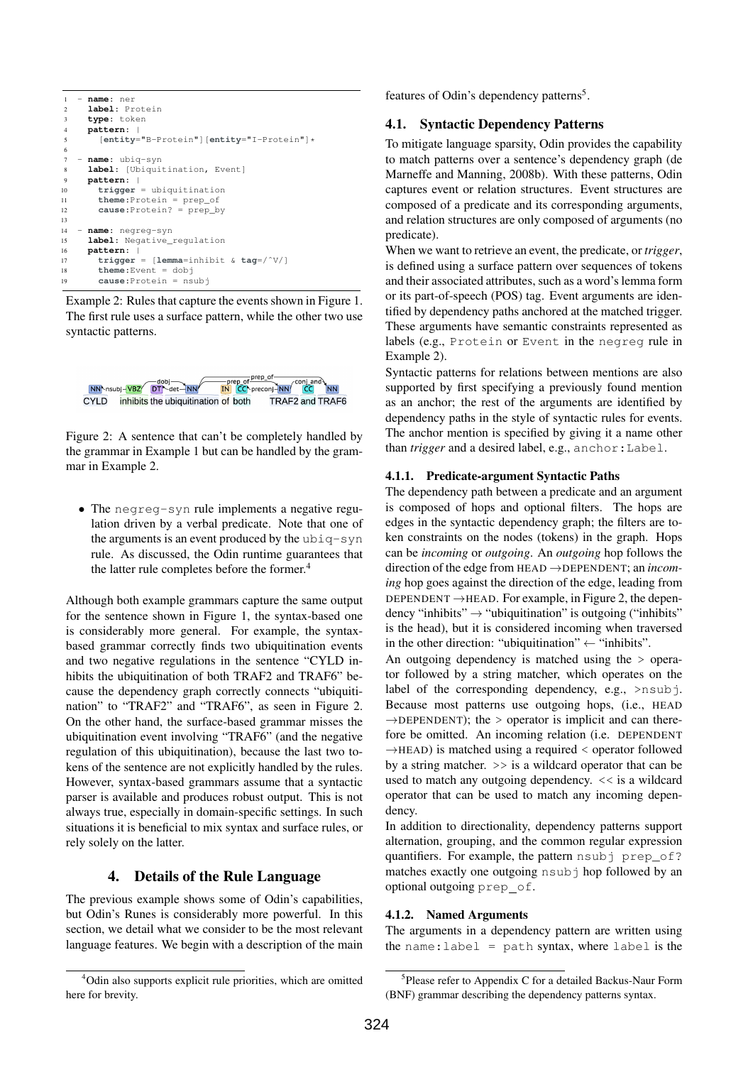```
1  - name: ner
2    label: Protein
3    type: token
4    pattern: |
5      [entity="B-Protein"][entity="I-Protein"]*
6
7  - name: ubiq-syn
8    label: [Ubiquitination, Event]
9    pattern: |
10     trigger = ubiquitination
11     theme:Protein = prep_of
12     cause:Protein? = prep_by
13
14 - name: negreg-syn
15   label: Negative_regulation
16   pattern: |
17     trigger = [lemma=inhibit & tag=/^V/]
18     theme:Event = dobj
19     cause:Protein = nsubj
```

Example 2: Rules that capture the events shown in Figure 1. The first rule uses a surface pattern, while the other two use syntactic patterns.

Figure 2: A sentence that can't be completely handled by the grammar in Example 1 but can be handled by the grammar in Example 2.

- The negreg-syn rule implements a negative regulation driven by a verbal predicate. Note that one of the arguments is an event produced by the ubiq-syn rule. As discussed, the Odin runtime guarantees that the latter rule completes before the former.[4]

Although both example grammars capture the same output for the sentence shown in Figure 1, the syntax-based one is considerably more general. For example, the syntax-based grammar correctly finds two ubiquitination events and two negative regulations in the sentence "CYLD inhibits the ubiquitination of both TRAF2 and TRAF6" because the dependency graph correctly connects "ubiquitination" to "TRAF2" and "TRAF6", as seen in Figure 2. On the other hand, the surface-based grammar misses the ubiquitination event involving "TRAF6" (and the negative regulation of this ubiquitination), because the last two tokens of the sentence are not explicitly handled by the rules. However, syntax-based grammars assume that a syntactic parser is available and produces robust output. This is not always true, especially in domain-specific settings. In such situations it is beneficial to mix syntax and surface rules, or rely solely on the latter.

# 4. Details of the Rule Language

The previous example shows some of Odin's capabilities, but Odin's Runes is considerably more powerful. In this section, we detail what we consider to be the most relevant language features. We begin with a description of the main features of Odin's dependency patterns[5].

## 4.1. Syntactic Dependency Patterns

To mitigate language sparsity, Odin provides the capability to match patterns over a sentence's dependency graph (de Marneffe and Manning, 2008b). With these patterns, Odin captures event or relation structures. Event structures are composed of a predicate and its corresponding arguments, and relation structures are only composed of arguments (no predicate).

When we want to retrieve an event, the predicate, or *trigger*, is defined using a surface pattern over sequences of tokens and their associated attributes, such as a word's lemma form or its part-of-speech (POS) tag. Event arguments are identified by dependency paths anchored at the matched trigger. These arguments have semantic constraints represented as labels (e.g., Protein or Event in the negreg rule in Example 2).

Syntactic patterns for relations between mentions are also supported by first specifying a previously found mention as an anchor; the rest of the arguments are identified by dependency paths in the style of syntactic rules for events. The anchor mention is specified by giving it a name other than *trigger* and a desired label, e.g., anchor:Label.

### 4.1.1. Predicate-argument Syntactic Paths

The dependency path between a predicate and an argument is composed of hops and optional filters. The hops are edges in the syntactic dependency graph; the filters are token constraints on the nodes (tokens) in the graph. Hops can be *incoming* or *outgoing*. An *outgoing* hop follows the direction of the edge from HEAD →DEPENDENT; an *incoming* hop goes against the direction of the edge, leading from DEPENDENT →HEAD. For example, in Figure 2, the dependency "inhibits" → "ubiquitination" is outgoing ("inhibits" is the head), but it is considered incoming when traversed in the other direction: "ubiquitination" ← "inhibits".

An outgoing dependency is matched using the > operator followed by a string matcher, which operates on the label of the corresponding dependency, e.g., >nsubj. Because most patterns use outgoing hops, (i.e., HEAD →DEPENDENT); the > operator is implicit and can therefore be omitted. An incoming relation (i.e. DEPENDENT →HEAD) is matched using a required < operator followed by a string matcher. >> is a wildcard operator that can be used to match any outgoing dependency. << is a wildcard operator that can be used to match any incoming dependency.

In addition to directionality, dependency patterns support alternation, grouping, and the common regular expression quantifiers. For example, the pattern nsubj prep_of? matches exactly one outgoing nsubj hop followed by an optional outgoing prep_of.

### 4.1.2. Named Arguments

The arguments in a dependency pattern are written using the name:label = path syntax, where label is the

[4] Odin also supports explicit rule priorities, which are omitted here for brevity.

[5] Please refer to Appendix C for a detailed Backus-Naur Form (BNF) grammar describing the dependency patterns syntax.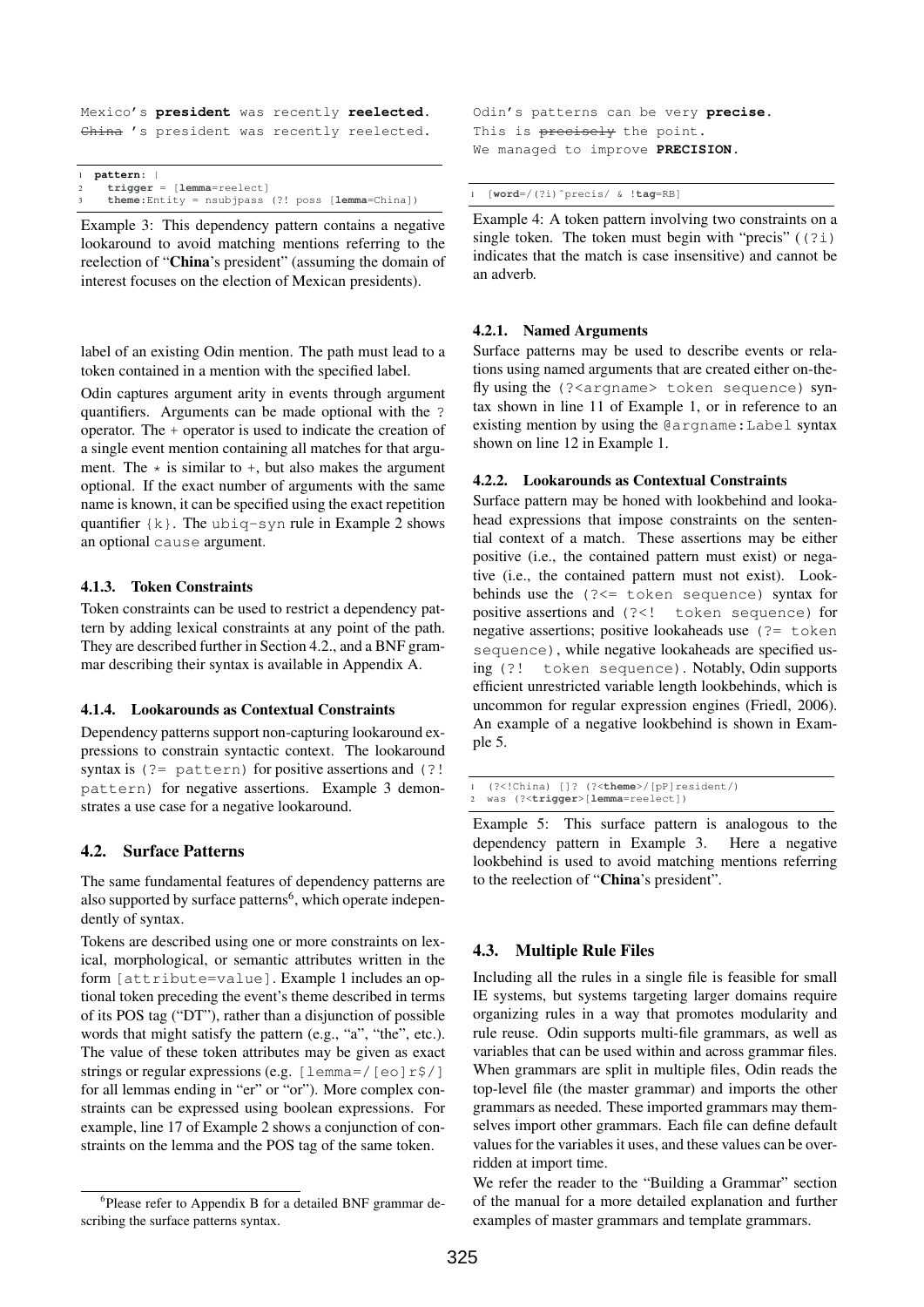```
Mexico's president was recently reelected.
China 's president was recently reelected.
```

```
1 pattern: |
2   trigger = [lemma=reelect]
3   theme:Entity = nsubjpass (?! poss [lemma=China])
```

Example 3: This dependency pattern contains a negative lookaround to avoid matching mentions referring to the reelection of "**China**'s president" (assuming the domain of interest focuses on the election of Mexican presidents).

label of an existing Odin mention. The path must lead to a token contained in a mention with the specified label.

Odin captures argument arity in events through argument quantifiers. Arguments can be made optional with the `?` operator. The `+` operator is used to indicate the creation of a single event mention containing all matches for that argument. The `*` is similar to `+`, but also makes the argument optional. If the exact number of arguments with the same name is known, it can be specified using the exact repetition quantifier `{k}`. The `ubiq-syn` rule in Example 2 shows an optional `cause` argument.

#### 4.1.3. Token Constraints

Token constraints can be used to restrict a dependency pattern by adding lexical constraints at any point of the path. They are described further in Section 4.2., and a BNF grammar describing their syntax is available in Appendix A.

#### 4.1.4. Lookarounds as Contextual Constraints

Dependency patterns support non-capturing lookaround expressions to constrain syntactic context. The lookaround syntax is `(?= pattern)` for positive assertions and `(?! pattern)` for negative assertions. Example 3 demonstrates a use case for a negative lookaround.

### 4.2. Surface Patterns

The same fundamental features of dependency patterns are also supported by surface patterns[6], which operate independently of syntax.

Tokens are described using one or more constraints on lexical, morphological, or semantic attributes written in the form `[attribute=value]`. Example 1 includes an optional token preceding the event's theme described in terms of its POS tag ("DT"), rather than a disjunction of possible words that might satisfy the pattern (e.g., "a", "the", etc.). The value of these token attributes may be given as exact strings or regular expressions (e.g. `[lemma=/[eo]r$/]` for all lemmas ending in "er" or "or"). More complex constraints can be expressed using boolean expressions. For example, line 17 of Example 2 shows a conjunction of constraints on the lemma and the POS tag of the same token.

[6] Please refer to Appendix B for a detailed BNF grammar describing the surface patterns syntax.

```
Odin's patterns can be very precise.
This is precisely the point.
We managed to improve PRECISION.
```

```
1 [word=/(?i)^precis/ & !tag=RB]
```

Example 4: A token pattern involving two constraints on a single token. The token must begin with "precis" (`(?i)` indicates that the match is case insensitive) and cannot be an adverb.

#### 4.2.1. Named Arguments

Surface patterns may be used to describe events or relations using named arguments that are created either on-the-fly using the `(?<argname> token sequence)` syntax shown in line 11 of Example 1, or in reference to an existing mention by using the `@argname:Label` syntax shown on line 12 in Example 1.

#### 4.2.2. Lookarounds as Contextual Constraints

Surface pattern may be honed with lookbehind and lookahead expressions that impose constraints on the sentential context of a match. These assertions may be either positive (i.e., the contained pattern must exist) or negative (i.e., the contained pattern must not exist). Lookbehinds use the `(?<= token sequence)` syntax for positive assertions and `(?<! token sequence)` for negative assertions; positive lookaheads use `(?= token sequence)`, while negative lookaheads are specified using `(?! token sequence)`. Notably, Odin supports efficient unrestricted variable length lookbehinds, which is uncommon for regular expression engines (Friedl, 2006). An example of a negative lookbehind is shown in Example 5.

```
1 (?<!China) []? (?<theme>/[pP]resident/)
2 was (?<trigger>[lemma=reelect])
```

Example 5: This surface pattern is analogous to the dependency pattern in Example 3. Here a negative lookbehind is used to avoid matching mentions referring to the reelection of "**China**'s president".

### 4.3. Multiple Rule Files

Including all the rules in a single file is feasible for small IE systems, but systems targeting larger domains require organizing rules in a way that promotes modularity and rule reuse. Odin supports multi-file grammars, as well as variables that can be used within and across grammar files. When grammars are split in multiple files, Odin reads the top-level file (the master grammar) and imports the other grammars as needed. These imported grammars may themselves import other grammars. Each file can define default values for the variables it uses, and these values can be overridden at import time.

We refer the reader to the "Building a Grammar" section of the manual for a more detailed explanation and further examples of master grammars and template grammars.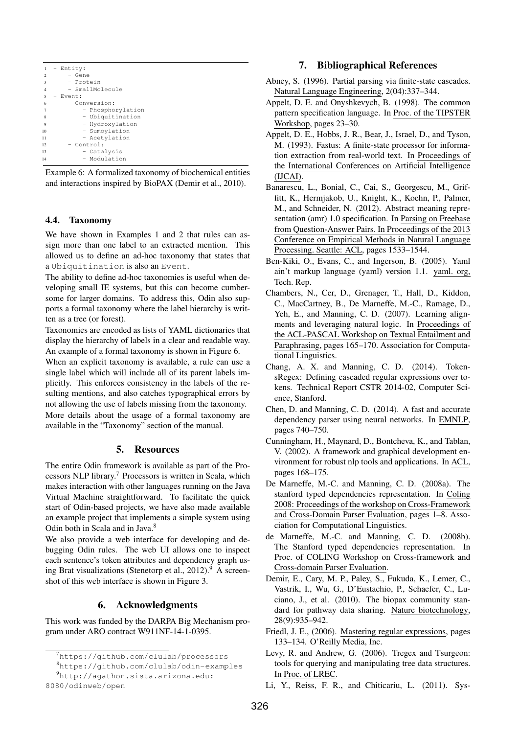```
1  - Entity:
2      - Gene
3      - Protein
4      - SmallMolecule
5  - Event:
6      - Conversion:
7          - Phosphorylation
8          - Ubiquitination
9          - Hydroxylation
10         - Sumoylation
11         - Acetylation
12     - Control:
13         - Catalysis
14         - Modulation
```

Example 6: A formalized taxonomy of biochemical entities and interactions inspired by BioPAX (Demir et al., 2010).

### 4.4. Taxonomy

We have shown in Examples 1 and 2 that rules can assign more than one label to an extracted mention. This allowed us to define an ad-hoc taxonomy that states that a `Ubiquitination` is also an `Event`.

The ability to define ad-hoc taxonomies is useful when developing small IE systems, but this can become cumbersome for larger domains. To address this, Odin also supports a formal taxonomy where the label hierarchy is written as a tree (or forest).

Taxonomies are encoded as lists of YAML dictionaries that display the hierarchy of labels in a clear and readable way. An example of a formal taxonomy is shown in Figure 6.

When an explicit taxonomy is available, a rule can use a single label which will include all of its parent labels implicitly. This enforces consistency in the labels of the resulting mentions, and also catches typographical errors by not allowing the use of labels missing from the taxonomy.

More details about the usage of a formal taxonomy are available in the "Taxonomy" section of the manual.

## 5. Resources

The entire Odin framework is available as part of the Processors NLP library.[7] Processors is written in Scala, which makes interaction with other languages running on the Java Virtual Machine straightforward. To facilitate the quick start of Odin-based projects, we have also made available an example project that implements a simple system using Odin both in Scala and in Java.[8]

We also provide a web interface for developing and debugging Odin rules. The web UI allows one to inspect each sentence's token attributes and dependency graph using Brat visualizations (Stenetorp et al., 2012).[9] A screenshot of this web interface is shown in Figure 3.

## 6. Acknowledgments

This work was funded by the DARPA Big Mechanism program under ARO contract W911NF-14-1-0395.

[7] https://github.com/clulab/processors

[8] https://github.com/clulab/odin-examples

[9] http://agathon.sista.arizona.edu:8080/odinweb/open

## 7. Bibliographical References

Abney, S. (1996). Partial parsing via finite-state cascades. Natural Language Engineering, 2(04):337–344.

Appelt, D. E. and Onyshkevych, B. (1998). The common pattern specification language. In Proc. of the TIPSTER Workshop, pages 23–30.

Appelt, D. E., Hobbs, J. R., Bear, J., Israel, D., and Tyson, M. (1993). Fastus: A finite-state processor for information extraction from real-world text. In Proceedings of the International Conferences on Artificial Intelligence (IJCAI).

Banarescu, L., Bonial, C., Cai, S., Georgescu, M., Griffitt, K., Hermjakob, U., Knight, K., Koehn, P., Palmer, M., and Schneider, N. (2012). Abstract meaning representation (amr) 1.0 specification. In Parsing on Freebase from Question-Answer Pairs. In Proceedings of the 2013 Conference on Empirical Methods in Natural Language Processing. Seattle: ACL, pages 1533–1544.

Ben-Kiki, O., Evans, C., and Ingerson, B. (2005). Yaml ain't markup language (yaml) version 1.1. yaml. org, Tech. Rep.

Chambers, N., Cer, D., Grenager, T., Hall, D., Kiddon, C., MacCartney, B., De Marneffe, M.-C., Ramage, D., Yeh, E., and Manning, C. D. (2007). Learning alignments and leveraging natural logic. In Proceedings of the ACL-PASCAL Workshop on Textual Entailment and Paraphrasing, pages 165–170. Association for Computational Linguistics.

Chang, A. X. and Manning, C. D. (2014). TokensRegex: Defining cascaded regular expressions over tokens. Technical Report CSTR 2014-02, Computer Science, Stanford.

Chen, D. and Manning, C. D. (2014). A fast and accurate dependency parser using neural networks. In EMNLP, pages 740–750.

Cunningham, H., Maynard, D., Bontcheva, K., and Tablan, V. (2002). A framework and graphical development environment for robust nlp tools and applications. In ACL, pages 168–175.

De Marneffe, M.-C. and Manning, C. D. (2008a). The stanford typed dependencies representation. In Coling 2008: Proceedings of the workshop on Cross-Framework and Cross-Domain Parser Evaluation, pages 1–8. Association for Computational Linguistics.

de Marneffe, M.-C. and Manning, C. D. (2008b). The Stanford typed dependencies representation. In Proc. of COLING Workshop on Cross-framework and Cross-domain Parser Evaluation.

Demir, E., Cary, M. P., Paley, S., Fukuda, K., Lemer, C., Vastrik, I., Wu, G., D'Eustachio, P., Schaefer, C., Luciano, J., et al. (2010). The biopax community standard for pathway data sharing. Nature biotechnology, 28(9):935–942.

Friedl, J. E., (2006). Mastering regular expressions, pages 133–134. O'Reilly Media, Inc.

Levy, R. and Andrew, G. (2006). Tregex and Tsurgeon: tools for querying and manipulating tree data structures. In Proc. of LREC.

Li, Y., Reiss, F. R., and Chiticariu, L. (2011). Sys-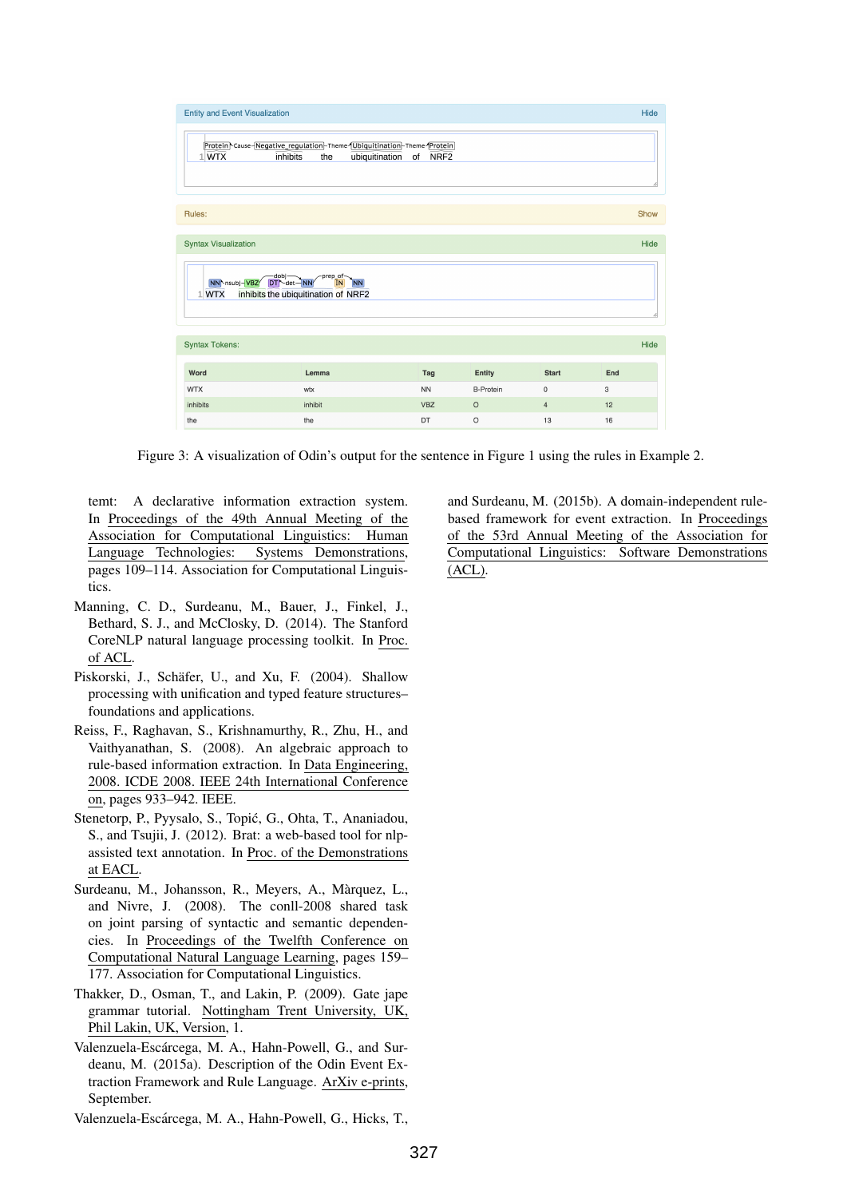Figure 3: A visualization of Odin's output for the sentence in Figure 1 using the rules in Example 2.

temt: A declarative information extraction system. In Proceedings of the 49th Annual Meeting of the Association for Computational Linguistics: Human Language Technologies: Systems Demonstrations, pages 109–114. Association for Computational Linguistics.

Manning, C. D., Surdeanu, M., Bauer, J., Finkel, J., Bethard, S. J., and McClosky, D. (2014). The Stanford CoreNLP natural language processing toolkit. In Proc. of ACL.

Piskorski, J., Schäfer, U., and Xu, F. (2004). Shallow processing with unification and typed feature structures–foundations and applications.

Reiss, F., Raghavan, S., Krishnamurthy, R., Zhu, H., and Vaithyanathan, S. (2008). An algebraic approach to rule-based information extraction. In Data Engineering, 2008. ICDE 2008. IEEE 24th International Conference on, pages 933–942. IEEE.

Stenetorp, P., Pyysalo, S., Topić, G., Ohta, T., Ananiadou, S., and Tsujii, J. (2012). Brat: a web-based tool for nlp-assisted text annotation. In Proc. of the Demonstrations at EACL.

Surdeanu, M., Johansson, R., Meyers, A., Màrquez, L., and Nivre, J. (2008). The conll-2008 shared task on joint parsing of syntactic and semantic dependencies. In Proceedings of the Twelfth Conference on Computational Natural Language Learning, pages 159–177. Association for Computational Linguistics.

Thakker, D., Osman, T., and Lakin, P. (2009). Gate jape grammar tutorial. Nottingham Trent University, UK, Phil Lakin, UK, Version, 1.

Valenzuela-Escárcega, M. A., Hahn-Powell, G., and Surdeanu, M. (2015a). Description of the Odin Event Extraction Framework and Rule Language. ArXiv e-prints, September.

Valenzuela-Escárcega, M. A., Hahn-Powell, G., Hicks, T., and Surdeanu, M. (2015b). A domain-independent rule-based framework for event extraction. In Proceedings of the 53rd Annual Meeting of the Association for Computational Linguistics: Software Demonstrations (ACL).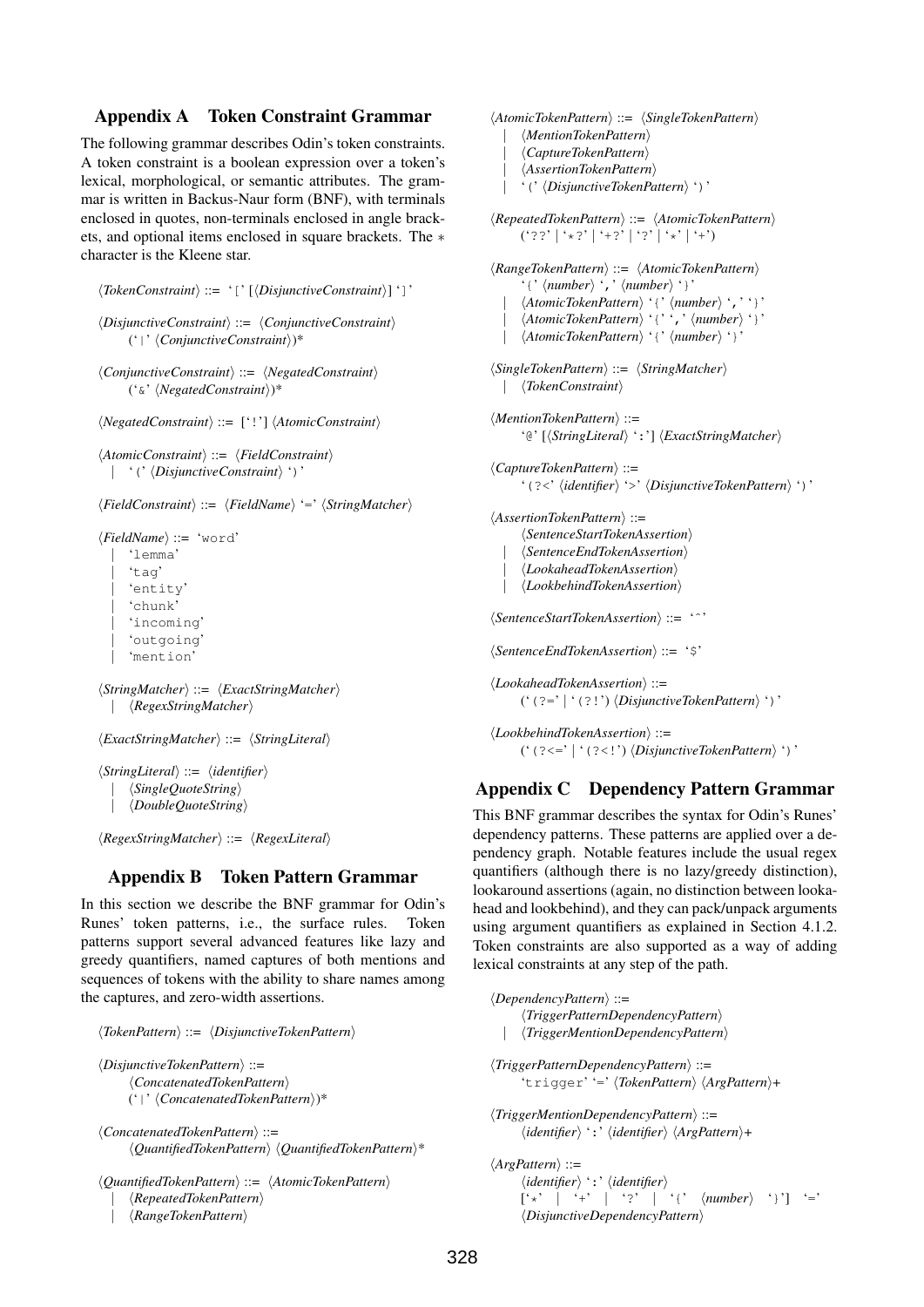## Appendix A Token Constraint Grammar

The following grammar describes Odin's token constraints. A token constraint is a boolean expression over a token's lexical, morphological, or semantic attributes. The grammar is written in Backus-Naur form (BNF), with terminals enclosed in quotes, non-terminals enclosed in angle brackets, and optional items enclosed in square brackets. The * character is the Kleene star.

```
⟨TokenConstraint⟩ ::= '[' [⟨DisjunctiveConstraint⟩] ']'

⟨DisjunctiveConstraint⟩ ::= ⟨ConjunctiveConstraint⟩
      ('|' ⟨ConjunctiveConstraint⟩)*

⟨ConjunctiveConstraint⟩ ::= ⟨NegatedConstraint⟩
      ('&' ⟨NegatedConstraint⟩)*

⟨NegatedConstraint⟩ ::= ['!'] ⟨AtomicConstraint⟩

⟨AtomicConstraint⟩ ::= ⟨FieldConstraint⟩
   | '(' ⟨DisjunctiveConstraint⟩ ')'

⟨FieldConstraint⟩ ::= ⟨FieldName⟩ '=' ⟨StringMatcher⟩

⟨FieldName⟩ ::= 'word'
   | 'lemma'
   | 'tag'
   | 'entity'
   | 'chunk'
   | 'incoming'
   | 'outgoing'
   | 'mention'

⟨StringMatcher⟩ ::= ⟨ExactStringMatcher⟩
   | ⟨RegexStringMatcher⟩

⟨ExactStringMatcher⟩ ::= ⟨StringLiteral⟩

⟨StringLiteral⟩ ::= ⟨identifier⟩
   | ⟨SingleQuoteString⟩
   | ⟨DoubleQuoteString⟩

⟨RegexStringMatcher⟩ ::= ⟨RegexLiteral⟩
```

## Appendix B Token Pattern Grammar

In this section we describe the BNF grammar for Odin's Runes' token patterns, i.e., the surface rules. Token patterns support several advanced features like lazy and greedy quantifiers, named captures of both mentions and sequences of tokens with the ability to share names among the captures, and zero-width assertions.

```
⟨TokenPattern⟩ ::= ⟨DisjunctiveTokenPattern⟩

⟨DisjunctiveTokenPattern⟩ ::=
      ⟨ConcatenatedTokenPattern⟩
      ('|' ⟨ConcatenatedTokenPattern⟩)*

⟨ConcatenatedTokenPattern⟩ ::=
      ⟨QuantifiedTokenPattern⟩ ⟨QuantifiedTokenPattern⟩*

⟨QuantifiedTokenPattern⟩ ::= ⟨AtomicTokenPattern⟩
   | ⟨RepeatedTokenPattern⟩
   | ⟨RangeTokenPattern⟩

⟨AtomicTokenPattern⟩ ::= ⟨SingleTokenPattern⟩
   | ⟨MentionTokenPattern⟩
   | ⟨CaptureTokenPattern⟩
   | ⟨AssertionTokenPattern⟩
   | '(' ⟨DisjunctiveTokenPattern⟩ ')'

⟨RepeatedTokenPattern⟩ ::= ⟨AtomicTokenPattern⟩
      ('??' | '*?' | '+?' | '?' | '*' | '+')

⟨RangeTokenPattern⟩ ::= ⟨AtomicTokenPattern⟩
      '{' ⟨number⟩ ',' ⟨number⟩ '}'
   | ⟨AtomicTokenPattern⟩ '{' ⟨number⟩ ',' '}'
   | ⟨AtomicTokenPattern⟩ '{' ',' ⟨number⟩ '}'
   | ⟨AtomicTokenPattern⟩ '{' ⟨number⟩ '}'

⟨SingleTokenPattern⟩ ::= ⟨StringMatcher⟩
   | ⟨TokenConstraint⟩

⟨MentionTokenPattern⟩ ::=
      '@' [⟨StringLiteral⟩ ':'] ⟨ExactStringMatcher⟩

⟨CaptureTokenPattern⟩ ::=
      '(?<' ⟨identifier⟩ '>' ⟨DisjunctiveTokenPattern⟩ ')'

⟨AssertionTokenPattern⟩ ::=
      ⟨SentenceStartTokenAssertion⟩
   | ⟨SentenceEndTokenAssertion⟩
   | ⟨LookaheadTokenAssertion⟩
   | ⟨LookbehindTokenAssertion⟩

⟨SentenceStartTokenAssertion⟩ ::= '^'

⟨SentenceEndTokenAssertion⟩ ::= '$'

⟨LookaheadTokenAssertion⟩ ::=
      ('(?=' | '(?!') ⟨DisjunctiveTokenPattern⟩ ')'

⟨LookbehindTokenAssertion⟩ ::=
      ('(?<=' | '(?<!') ⟨DisjunctiveTokenPattern⟩ ')'
```

## Appendix C Dependency Pattern Grammar

This BNF grammar describes the syntax for Odin's Runes' dependency patterns. These patterns are applied over a dependency graph. Notable features include the usual regex quantifiers (although there is no lazy/greedy distinction), lookaround assertions (again, no distinction between lookahead and lookbehind), and they can pack/unpack arguments using argument quantifiers as explained in Section 4.1.2. Token constraints are also supported as a way of adding lexical constraints at any step of the path.

```
⟨DependencyPattern⟩ ::=
      ⟨TriggerPatternDependencyPattern⟩
   | ⟨TriggerMentionDependencyPattern⟩

⟨TriggerPatternDependencyPattern⟩ ::=
      'trigger' '=' ⟨TokenPattern⟩ ⟨ArgPattern⟩+

⟨TriggerMentionDependencyPattern⟩ ::=
      ⟨identifier⟩ ':' ⟨identifier⟩ ⟨ArgPattern⟩+

⟨ArgPattern⟩ ::=
      ⟨identifier⟩ ':' ⟨identifier⟩
      ['*' | '+' | '?' | '{' ⟨number⟩ '}'] '='
      ⟨DisjunctiveDependencyPattern⟩
```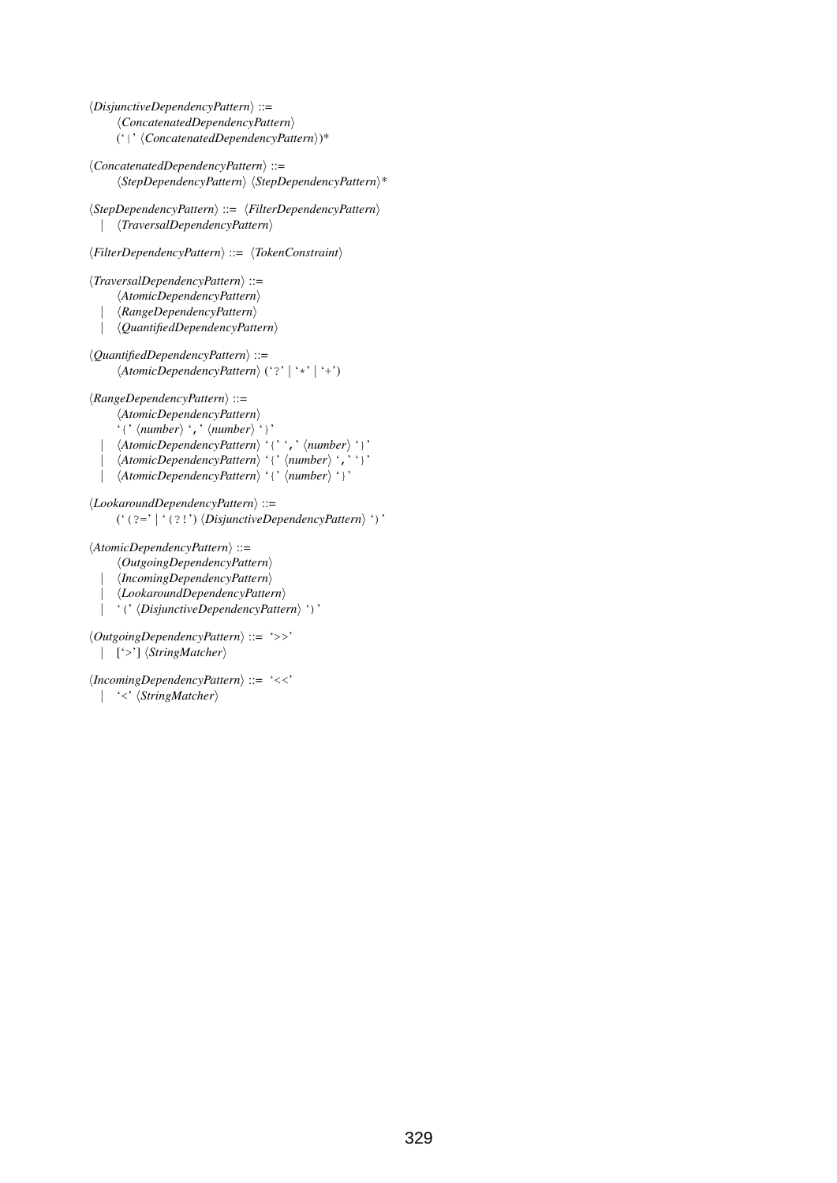⟨*DisjunctiveDependencyPattern*⟩ ::=
    ⟨*ConcatenatedDependencyPattern*⟩
    (‘|’ ⟨*ConcatenatedDependencyPattern*⟩)*

⟨*ConcatenatedDependencyPattern*⟩ ::=
    ⟨*StepDependencyPattern*⟩ ⟨*StepDependencyPattern*⟩*

⟨*StepDependencyPattern*⟩ ::= ⟨*FilterDependencyPattern*⟩
  | ⟨*TraversalDependencyPattern*⟩

⟨*FilterDependencyPattern*⟩ ::= ⟨*TokenConstraint*⟩

⟨*TraversalDependencyPattern*⟩ ::=
    ⟨*AtomicDependencyPattern*⟩
  | ⟨*RangeDependencyPattern*⟩
  | ⟨*QuantifiedDependencyPattern*⟩

⟨*QuantifiedDependencyPattern*⟩ ::=
    ⟨*AtomicDependencyPattern*⟩ (‘?’ | ‘*’ | ‘+’)

⟨*RangeDependencyPattern*⟩ ::=
    ⟨*AtomicDependencyPattern*⟩
    ‘{’ ⟨*number*⟩ ‘,’ ⟨*number*⟩ ‘}’
  | ⟨*AtomicDependencyPattern*⟩ ‘{’ ‘,’ ⟨*number*⟩ ‘}’
  | ⟨*AtomicDependencyPattern*⟩ ‘{’ ⟨*number*⟩ ‘,’ ‘}’
  | ⟨*AtomicDependencyPattern*⟩ ‘{’ ⟨*number*⟩ ‘}’

⟨*LookaroundDependencyPattern*⟩ ::=
    (‘(?=’ | ‘(?!’) ⟨*DisjunctiveDependencyPattern*⟩ ‘)’

⟨*AtomicDependencyPattern*⟩ ::=
    ⟨*OutgoingDependencyPattern*⟩
  | ⟨*IncomingDependencyPattern*⟩
  | ⟨*LookaroundDependencyPattern*⟩
  | ‘(’ ⟨*DisjunctiveDependencyPattern*⟩ ‘)’

⟨*OutgoingDependencyPattern*⟩ ::= ‘>>’
  | [‘>’] ⟨*StringMatcher*⟩

⟨*IncomingDependencyPattern*⟩ ::= ‘<<’
  | ‘<’ ⟨*StringMatcher*⟩